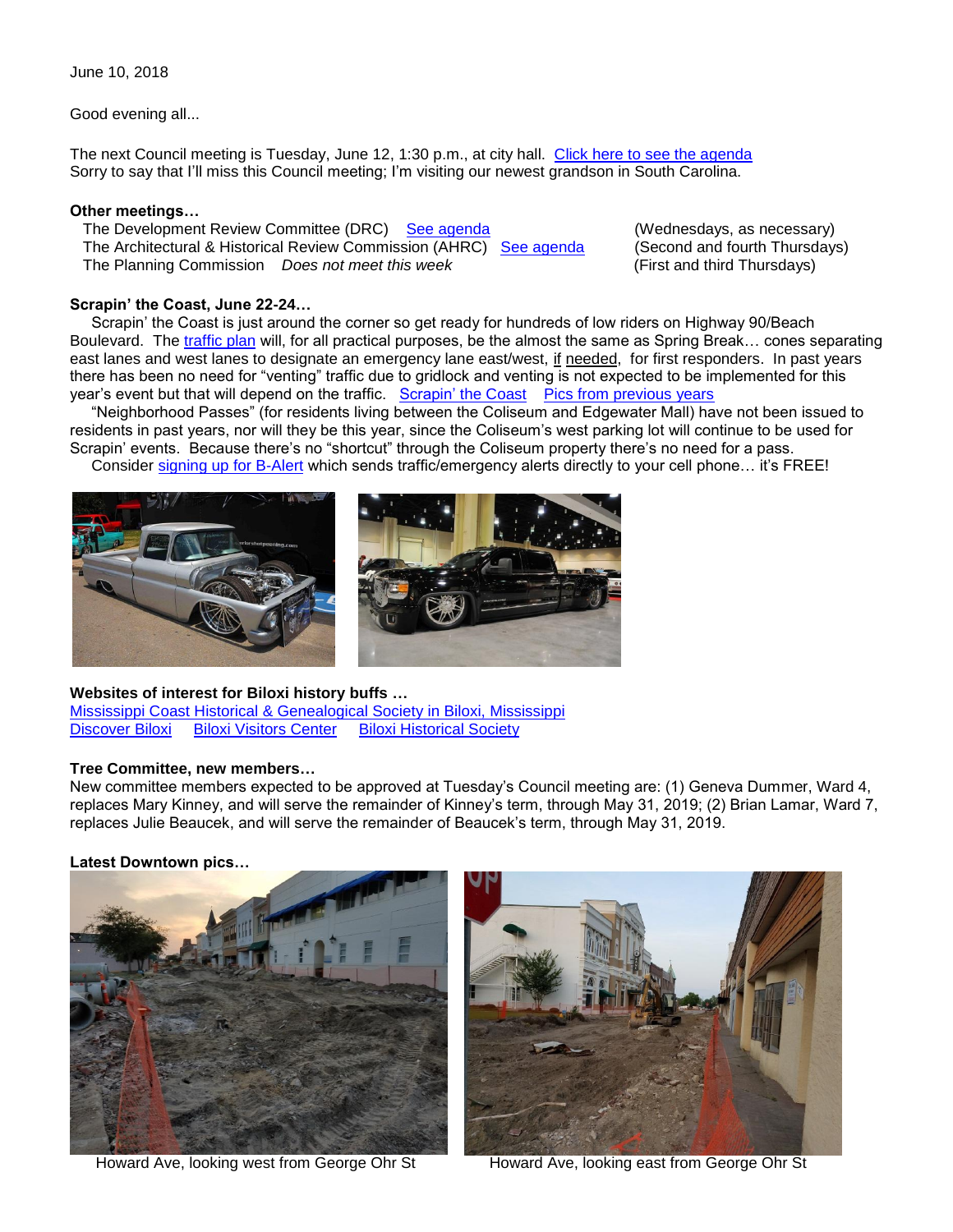June 10, 2018

Good evening all...

The next Council meeting is Tuesday, June 12, 1:30 p.m., at city hall. Click here to see the agenda
Sorry to say that I'll miss this Council meeting; I'm visiting our newest grandson in South Carolina.

**Other meetings…**

| | | |
|---|---|---|
| The Development Review Committee (DRC) | See agenda | (Wednesdays, as necessary) |
| The Architectural & Historical Review Commission (AHRC) | See agenda | (Second and fourth Thursdays) |
| The Planning Commission | *Does not meet this week* | (First and third Thursdays) |

**Scrapin' the Coast, June 22-24…**

Scrapin' the Coast is just around the corner so get ready for hundreds of low riders on Highway 90/Beach Boulevard. The traffic plan will, for all practical purposes, be the almost the same as Spring Break… cones separating east lanes and west lanes to designate an emergency lane east/west, if needed, for first responders. In past years there has been no need for "venting" traffic due to gridlock and venting is not expected to be implemented for this year's event but that will depend on the traffic. Scrapin' the Coast Pics from previous years

"Neighborhood Passes" (for residents living between the Coliseum and Edgewater Mall) have not been issued to residents in past years, nor will they be this year, since the Coliseum's west parking lot will continue to be used for Scrapin' events. Because there's no "shortcut" through the Coliseum property there's no need for a pass.

Consider signing up for B-Alert which sends traffic/emergency alerts directly to your cell phone… it's FREE!

**Websites of interest for Biloxi history buffs …**

Mississippi Coast Historical & Genealogical Society in Biloxi, Mississippi
Discover Biloxi Biloxi Visitors Center Biloxi Historical Society

**Tree Committee, new members…**

New committee members expected to be approved at Tuesday's Council meeting are: (1) Geneva Dummer, Ward 4, replaces Mary Kinney, and will serve the remainder of Kinney's term, through May 31, 2019; (2) Brian Lamar, Ward 7, replaces Julie Beaucek, and will serve the remainder of Beaucek's term, through May 31, 2019.

**Latest Downtown pics…**

Howard Ave, looking west from George Ohr St

Howard Ave, looking east from George Ohr St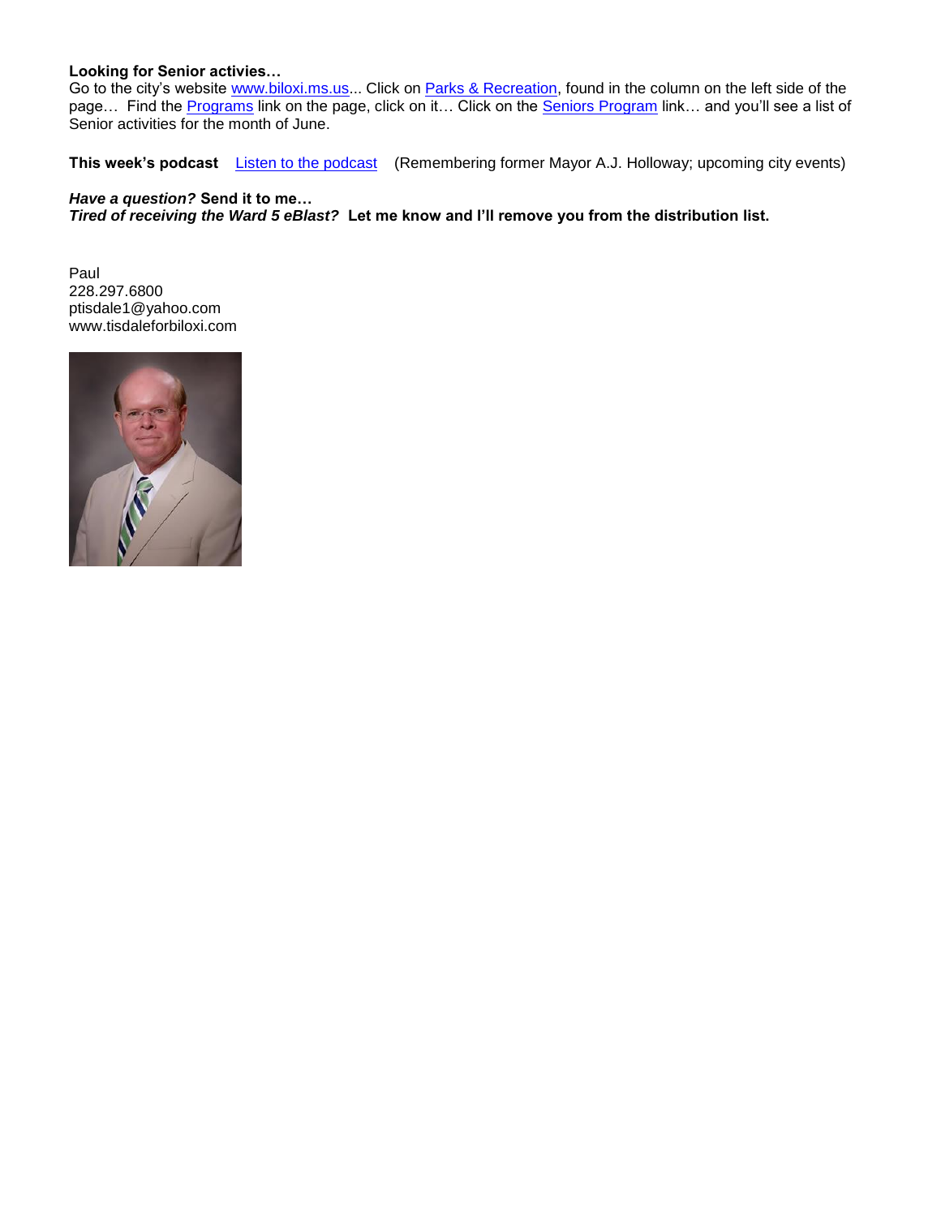**Looking for Senior activies…**

Go to the city's website www.biloxi.ms.us... Click on Parks & Recreation, found in the column on the left side of the page… Find the Programs link on the page, click on it… Click on the Seniors Program link… and you'll see a list of Senior activities for the month of June.

**This week's podcast** Listen to the podcast (Remembering former Mayor A.J. Holloway; upcoming city events)

***Have a question?* Send it to me…**
***Tired of receiving the Ward 5 eBlast?* Let me know and I'll remove you from the distribution list.**

Paul
228.297.6800
ptisdale1@yahoo.com
www.tisdaleforbiloxi.com